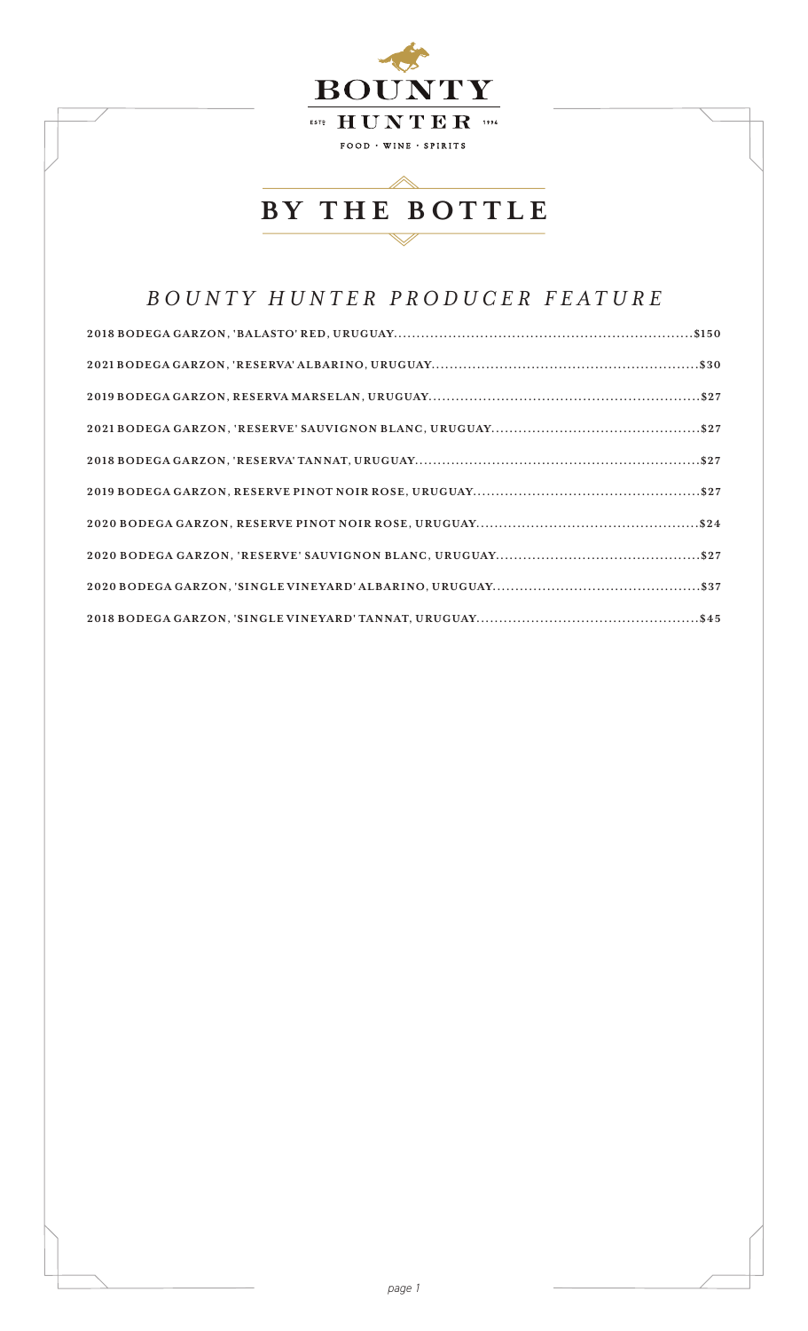# BOUNTY HUNTER

ESTᴰ 1996

FOOD · WINE · SPIRITS

## BY THE BOTTLE

### *BOUNTY HUNTER PRODUCER FEATURE*

**2018 BODEGA GARZON, 'BALASTO' RED, URUGUAY..........$150**

**2021 BODEGA GARZON, 'RESERVA' ALBARINO, URUGUAY..........$30**

**2019 BODEGA GARZON, RESERVA MARSELAN, URUGUAY..........$27**

**2021 BODEGA GARZON, 'RESERVE' SAUVIGNON BLANC, URUGUAY..........$27**

**2018 BODEGA GARZON, 'RESERVA' TANNAT, URUGUAY..........$27**

**2019 BODEGA GARZON, RESERVE PINOT NOIR ROSE, URUGUAY..........$27**

**2020 BODEGA GARZON, RESERVE PINOT NOIR ROSE, URUGUAY..........$24**

**2020 BODEGA GARZON, 'RESERVE' SAUVIGNON BLANC, URUGUAY..........$27**

**2020 BODEGA GARZON, 'SINGLE VINEYARD' ALBARINO, URUGUAY..........$37**

**2018 BODEGA GARZON, 'SINGLE VINEYARD' TANNAT, URUGUAY..........$45**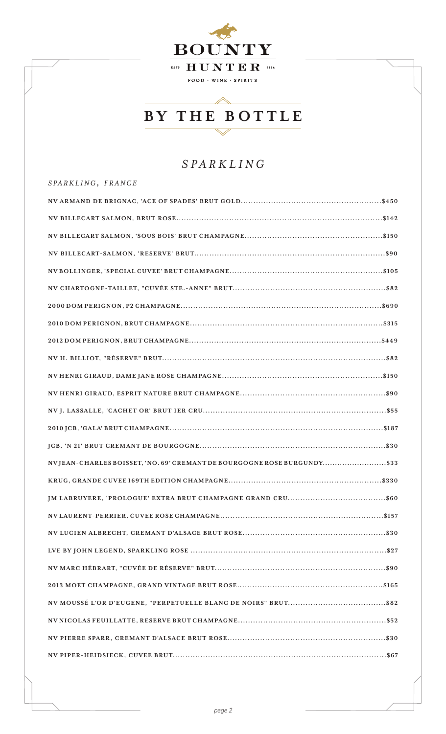# BOUNTY HUNTER

ESTD 1994

FOOD · WINE · SPIRITS

## BY THE BOTTLE

## *SPARKLING*

### *SPARKLING, FRANCE*

**NV ARMAND DE BRIGNAC, 'ACE OF SPADES' BRUT GOLD.......$450**

**NV BILLECART SALMON, BRUT ROSE.......$142**

**NV BILLECART SALMON, 'SOUS BOIS' BRUT CHAMPAGNE.......$150**

**NV BILLECART-SALMON, 'RESERVE' BRUT.......$90**

**NV BOLLINGER, 'SPECIAL CUVEE' BRUT CHAMPAGNE.......$105**

**NV CHARTOGNE-TAILLET, "CUVÉE STE.-ANNE" BRUT.......$82**

**2000 DOM PERIGNON, P2 CHAMPAGNE.......$690**

**2010 DOM PERIGNON, BRUT CHAMPAGNE.......$315**

**2012 DOM PERIGNON, BRUT CHAMPAGNE.......$449**

**NV H. BILLIOT, "RÉSERVE" BRUT.......$82**

**NV HENRI GIRAUD, DAME JANE ROSE CHAMPAGNE.......$150**

**NV HENRI GIRAUD, ESPRIT NATURE BRUT CHAMPAGNE.......$90**

**NV J. LASSALLE, 'CACHET OR' BRUT 1ER CRU.......$55**

**2010 JCB, 'GALA' BRUT CHAMPAGNE.......$187**

**JCB, 'N 21' BRUT CREMANT DE BOURGOGNE.......$30**

**NV JEAN-CHARLES BOISSET, 'NO. 69' CREMANT DE BOURGOGNE ROSE BURGUNDY.......$33**

**KRUG, GRANDE CUVEE 169TH EDITION CHAMPAGNE.......$330**

**JM LABRUYERE, 'PROLOGUE' EXTRA BRUT CHAMPAGNE GRAND CRU.......$60**

**NV LAURENT-PERRIER, CUVEE ROSE CHAMPAGNE.......$157**

**NV LUCIEN ALBRECHT, CREMANT D'ALSACE BRUT ROSE.......$30**

**LVE BY JOHN LEGEND, SPARKLING ROSE.......$27**

**NV MARC HÉBRART, "CUVÉE DE RÉSERVE" BRUT.......$90**

**2013 MOET CHAMPAGNE, GRAND VINTAGE BRUT ROSE.......$165**

**NV MOUSSÉ L'OR D'EUGENE, "PERPETUELLE BLANC DE NOIRS" BRUT.......$82**

**NV NICOLAS FEUILLATTE, RESERVE BRUT CHAMPAGNE.......$52**

**NV PIERRE SPARR, CREMANT D'ALSACE BRUT ROSE.......$30**

**NV PIPER-HEIDSIECK, CUVEE BRUT.......$67**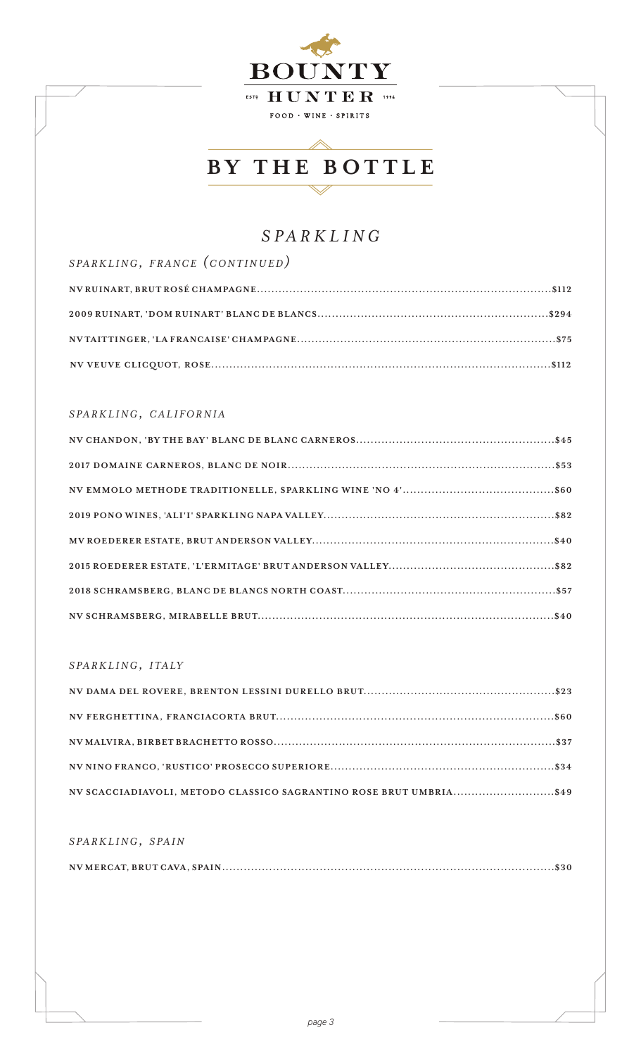BOUNTY HUNTER

ESTD 1994

FOOD · WINE · SPIRITS

# BY THE BOTTLE

## *SPARKLING*

### *SPARKLING, FRANCE (CONTINUED)*

**NV RUINART, BRUT ROSÉ CHAMPAGNE..........$112**

**2009 RUINART, 'DOM RUINART' BLANC DE BLANCS..........$294**

**NV TAITTINGER, 'LA FRANCAISE' CHAMPAGNE..........$75**

**NV VEUVE CLICQUOT, ROSE..........$112**

### *SPARKLING, CALIFORNIA*

**NV CHANDON, 'BY THE BAY' BLANC DE BLANC CARNEROS..........$45**

**2017 DOMAINE CARNEROS, BLANC DE NOIR..........$53**

**NV EMMOLO METHODE TRADITIONELLE, SPARKLING WINE 'NO 4'..........$60**

**2019 PONO WINES, 'ALI'I' SPARKLING NAPA VALLEY..........$82**

**MV ROEDERER ESTATE, BRUT ANDERSON VALLEY..........$40**

**2015 ROEDERER ESTATE, 'L'ERMITAGE' BRUT ANDERSON VALLEY..........$82**

**2018 SCHRAMSBERG, BLANC DE BLANCS NORTH COAST..........$57**

**NV SCHRAMSBERG, MIRABELLE BRUT..........$40**

### *SPARKLING, ITALY*

**NV DAMA DEL ROVERE, BRENTON LESSINI DURELLO BRUT..........$23**

**NV FERGHETTINA, FRANCIACORTA BRUT..........$60**

**NV MALVIRA, BIRBET BRACHETTO ROSSO..........$37**

**NV NINO FRANCO, 'RUSTICO' PROSECCO SUPERIORE..........$34**

**NV SCACCIADIAVOLI, METODO CLASSICO SAGRANTINO ROSE BRUT UMBRIA..........$49**

### *SPARKLING, SPAIN*

**NV MERCAT, BRUT CAVA, SPAIN..........$30**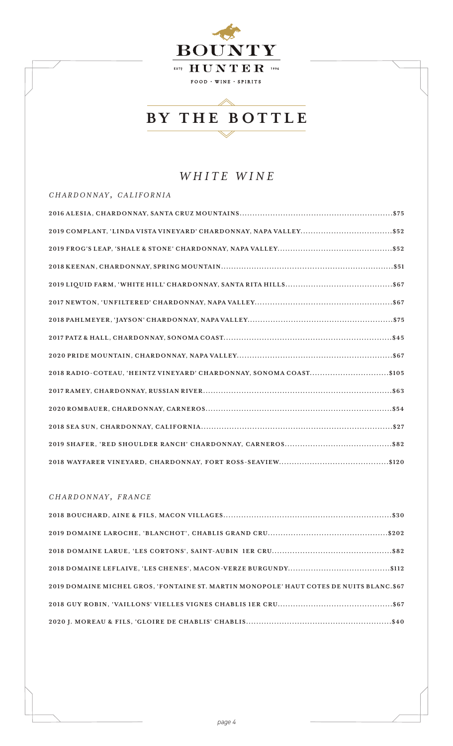# BOUNTY HUNTER

EST. 1994

FOOD · WINE · SPIRITS

## BY THE BOTTLE

### *WHITE WINE*

#### *CHARDONNAY, CALIFORNIA*

**2016 ALESIA, CHARDONNAY, SANTA CRUZ MOUNTAINS**............$75

**2019 COMPLANT, 'LINDA VISTA VINEYARD' CHARDONNAY, NAPA VALLEY**............$52

**2019 FROG'S LEAP, 'SHALE & STONE' CHARDONNAY, NAPA VALLEY**............$52

**2018 KEENAN, CHARDONNAY, SPRING MOUNTAIN**............$51

**2019 LIQUID FARM, 'WHITE HILL' CHARDONNAY, SANTA RITA HILLS**............$67

**2017 NEWTON, 'UNFILTERED' CHARDONNAY, NAPA VALLEY**............$67

**2018 PAHLMEYER, 'JAYSON' CHARDONNAY, NAPA VALLEY**............$75

**2017 PATZ & HALL, CHARDONNAY, SONOMA COAST**............$45

**2020 PRIDE MOUNTAIN, CHARDONNAY, NAPA VALLEY**............$67

**2018 RADIO-COTEAU, 'HEINTZ VINEYARD' CHARDONNAY, SONOMA COAST**............$105

**2017 RAMEY, CHARDONNAY, RUSSIAN RIVER**............$63

**2020 ROMBAUER, CHARDONNAY, CARNEROS**............$54

**2018 SEA SUN, CHARDONNAY, CALIFORNIA**............$27

**2019 SHAFER, 'RED SHOULDER RANCH' CHARDONNAY, CARNEROS**............$82

**2018 WAYFARER VINEYARD, CHARDONNAY, FORT ROSS-SEAVIEW**............$120

#### *CHARDONNAY, FRANCE*

**2018 BOUCHARD, AINE & FILS, MACON VILLAGES**............$30

**2019 DOMAINE LAROCHE, 'BLANCHOT', CHABLIS GRAND CRU**............$202

**2018 DOMAINE LARUE, 'LES CORTONS', SAINT-AUBIN 1ER CRU**............$82

**2018 DOMAINE LEFLAIVE, 'LES CHENES', MACON-VERZE BURGUNDY**............$112

**2019 DOMAINE MICHEL GROS, 'FONTAINE ST. MARTIN MONOPOLE' HAUT COTES DE NUITS BLANC**.$67

**2018 GUY ROBIN, 'VAILLONS' VIELLES VIGNES CHABLIS 1ER CRU**............$67

**2020 J. MOREAU & FILS, 'GLOIRE DE CHABLIS' CHABLIS**............$40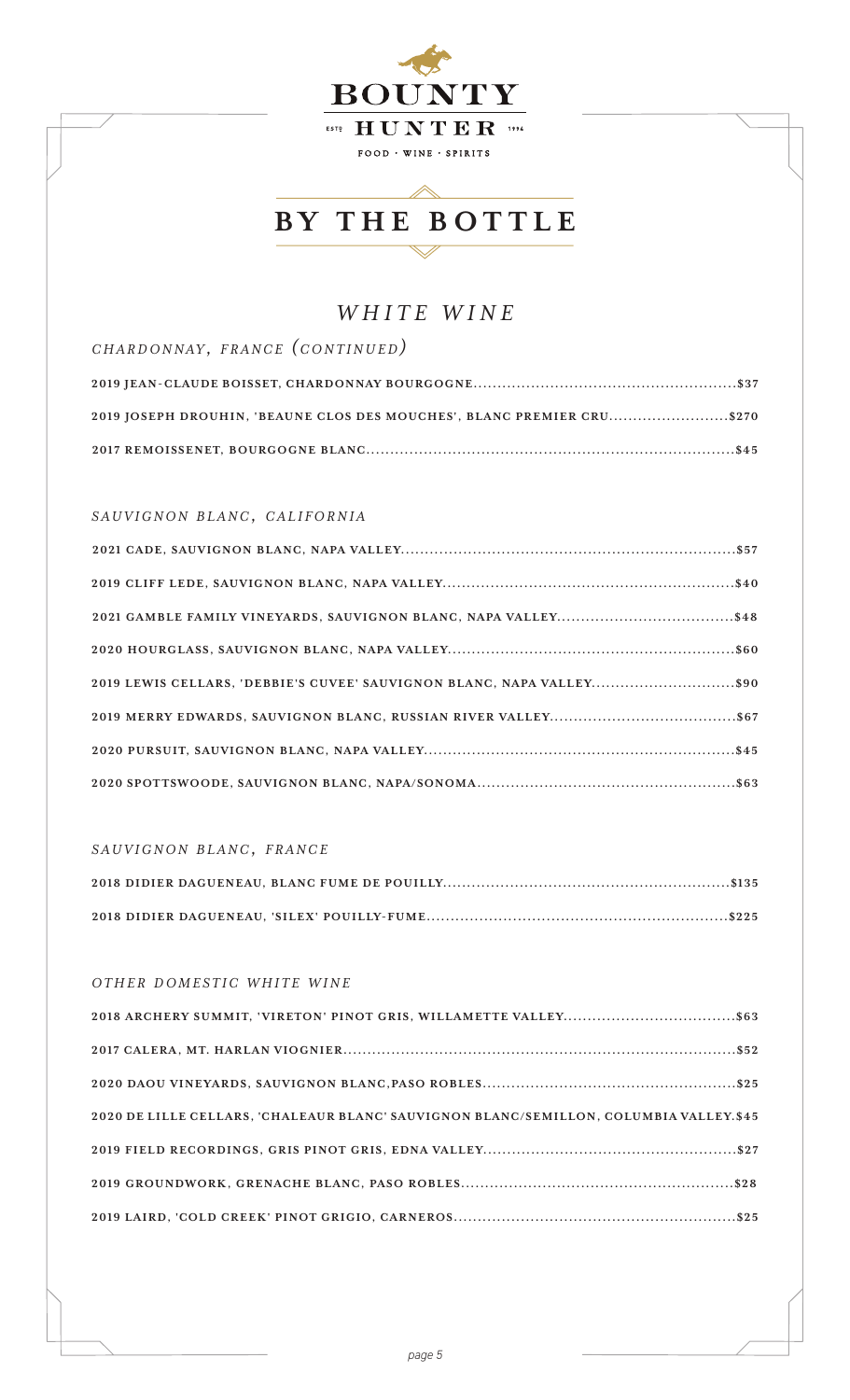# BOUNTY HUNTER

ESTD 1994

FOOD · WINE · SPIRITS

## BY THE BOTTLE

## *WHITE WINE*

### *CHARDONNAY, FRANCE (CONTINUED)*

**2019 JEAN-CLAUDE BOISSET, CHARDONNAY BOURGOGNE...........$37**

**2019 JOSEPH DROUHIN, 'BEAUNE CLOS DES MOUCHES', BLANC PREMIER CRU...........$270**

**2017 REMOISSENET, BOURGOGNE BLANC...........$45**

### *SAUVIGNON BLANC, CALIFORNIA*

**2021 CADE, SAUVIGNON BLANC, NAPA VALLEY...........$57**

**2019 CLIFF LEDE, SAUVIGNON BLANC, NAPA VALLEY...........$40**

**2021 GAMBLE FAMILY VINEYARDS, SAUVIGNON BLANC, NAPA VALLEY...........$48**

**2020 HOURGLASS, SAUVIGNON BLANC, NAPA VALLEY...........$60**

**2019 LEWIS CELLARS, 'DEBBIE'S CUVEE' SAUVIGNON BLANC, NAPA VALLEY...........$90**

**2019 MERRY EDWARDS, SAUVIGNON BLANC, RUSSIAN RIVER VALLEY...........$67**

**2020 PURSUIT, SAUVIGNON BLANC, NAPA VALLEY...........$45**

**2020 SPOTTSWOODE, SAUVIGNON BLANC, NAPA/SONOMA...........$63**

### *SAUVIGNON BLANC, FRANCE*

**2018 DIDIER DAGUENEAU, BLANC FUME DE POUILLY...........$135**

**2018 DIDIER DAGUENEAU, 'SILEX' POUILLY-FUME...........$225**

### *OTHER DOMESTIC WHITE WINE*

**2018 ARCHERY SUMMIT, 'VIRETON' PINOT GRIS, WILLAMETTE VALLEY...........$63**

**2017 CALERA, MT. HARLAN VIOGNIER...........$52**

**2020 DAOU VINEYARDS, SAUVIGNON BLANC,PASO ROBLES...........$25**

**2020 DE LILLE CELLARS, 'CHALEAUR BLANC' SAUVIGNON BLANC/SEMILLON, COLUMBIA VALLEY.$45**

**2019 FIELD RECORDINGS, GRIS PINOT GRIS, EDNA VALLEY...........$27**

**2019 GROUNDWORK, GRENACHE BLANC, PASO ROBLES...........$28**

**2019 LAIRD, 'COLD CREEK' PINOT GRIGIO, CARNEROS...........$25**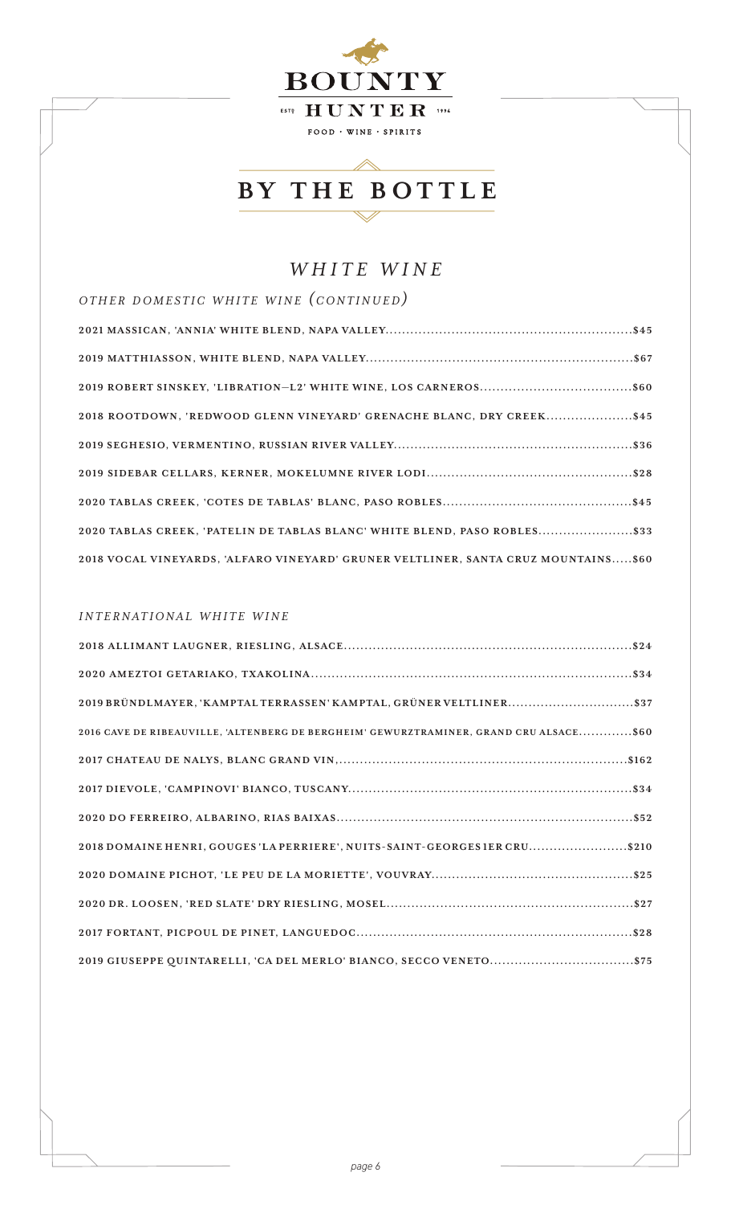# BOUNTY HUNTER

EST'D 1994

FOOD · WINE · SPIRITS

## BY THE BOTTLE

### *WHITE WINE*

#### *OTHER DOMESTIC WHITE WINE (CONTINUED)*

**2021 MASSICAN, 'ANNIA' WHITE BLEND, NAPA VALLEY..........$45**

**2019 MATTHIASSON, WHITE BLEND, NAPA VALLEY..........$67**

**2019 ROBERT SINSKEY, 'LIBRATION—L2' WHITE WINE, LOS CARNEROS..........$60**

**2018 ROOTDOWN, 'REDWOOD GLENN VINEYARD' GRENACHE BLANC, DRY CREEK..........$45**

**2019 SEGHESIO, VERMENTINO, RUSSIAN RIVER VALLEY..........$36**

**2019 SIDEBAR CELLARS, KERNER, MOKELUMNE RIVER LODI..........$28**

**2020 TABLAS CREEK, 'COTES DE TABLAS' BLANC, PASO ROBLES..........$45**

**2020 TABLAS CREEK, 'PATELIN DE TABLAS BLANC' WHITE BLEND, PASO ROBLES..........$33**

**2018 VOCAL VINEYARDS, 'ALFARO VINEYARD' GRUNER VELTLINER, SANTA CRUZ MOUNTAINS.....$60**

#### *INTERNATIONAL WHITE WINE*

**2018 ALLIMANT LAUGNER, RIESLING, ALSACE..........$24**

**2020 AMEZTOI GETARIAKO, TXAKOLINA..........$34**

**2019 BRÜNDLMAYER, 'KAMPTAL TERRASSEN' KAMPTAL, GRÜNER VELTLINER..........$37**

**2016 CAVE DE RIBEAUVILLE, 'ALTENBERG DE BERGHEIM' GEWURZTRAMINER, GRAND CRU ALSACE..........$60**

**2017 CHATEAU DE NALYS, BLANC GRAND VIN,..........$162**

**2017 DIEVOLE, 'CAMPINOVI' BIANCO, TUSCANY..........$34**

**2020 DO FERREIRO, ALBARINO, RIAS BAIXAS..........$52**

**2018 DOMAINE HENRI, GOUGES 'LA PERRIERE', NUITS-SAINT-GEORGES 1ER CRU..........$210**

**2020 DOMAINE PICHOT, 'LE PEU DE LA MORIETTE', VOUVRAY..........$25**

**2020 DR. LOOSEN, 'RED SLATE' DRY RIESLING, MOSEL..........$27**

**2017 FORTANT, PICPOUL DE PINET, LANGUEDOC..........$28**

**2019 GIUSEPPE QUINTARELLI, 'CA DEL MERLO' BIANCO, SECCO VENETO..........$75**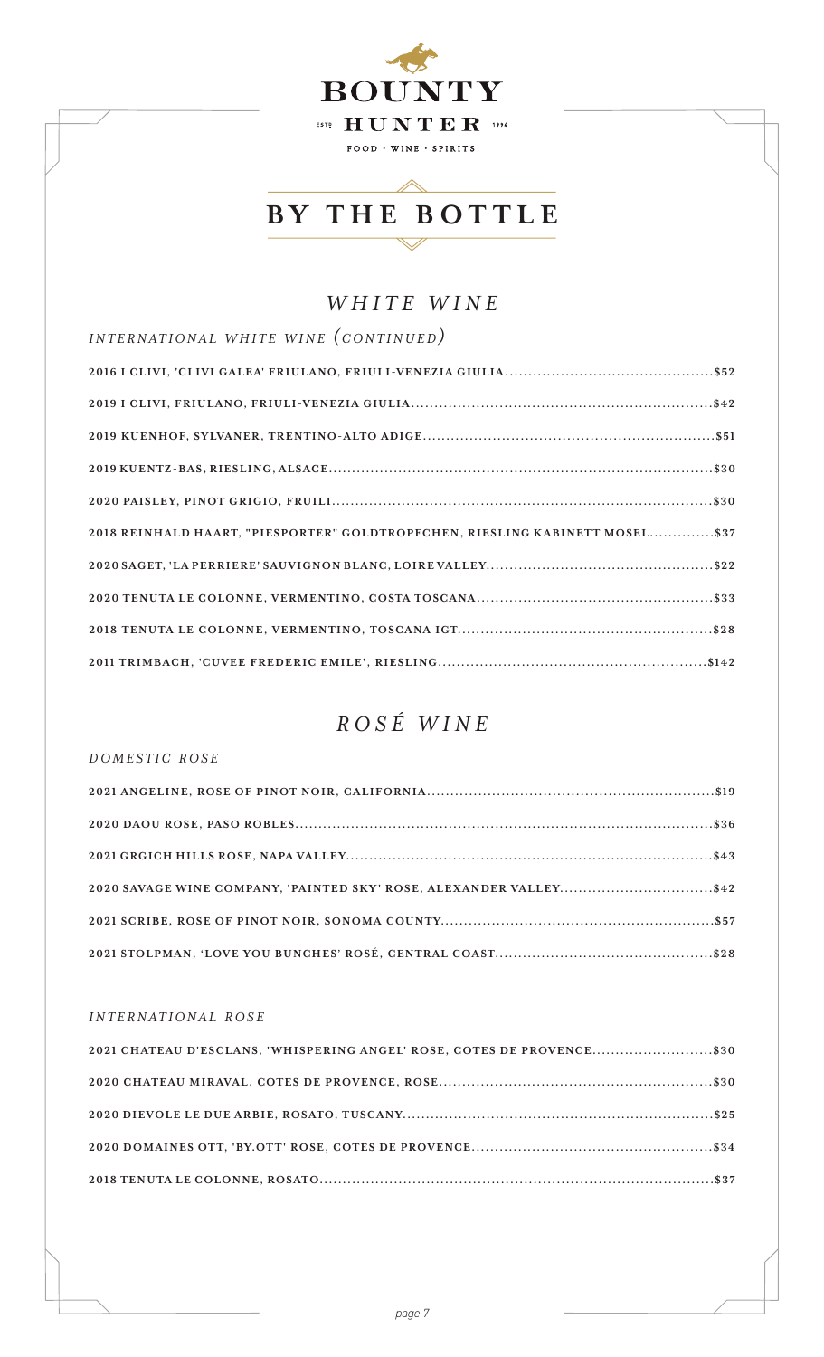# BOUNTY HUNTER

EST 1994

FOOD · WINE · SPIRITS

## BY THE BOTTLE

### *WHITE WINE*

*INTERNATIONAL WHITE WINE (CONTINUED)*

**2016 I CLIVI, 'CLIVI GALEA' FRIULANO, FRIULI-VENEZIA GIULIA..........$52**

**2019 I CLIVI, FRIULANO, FRIULI-VENEZIA GIULIA..........$42**

**2019 KUENHOF, SYLVANER, TRENTINO-ALTO ADIGE..........$51**

**2019 KUENTZ-BAS, RIESLING, ALSACE..........$30**

**2020 PAISLEY, PINOT GRIGIO, FRUILI..........$30**

**2018 REINHALD HAART, "PIESPORTER" GOLDTROPFCHEN, RIESLING KABINETT MOSEL..........$37**

**2020 SAGET, 'LA PERRIERE' SAUVIGNON BLANC, LOIRE VALLEY..........$22**

**2020 TENUTA LE COLONNE, VERMENTINO, COSTA TOSCANA..........$33**

**2018 TENUTA LE COLONNE, VERMENTINO, TOSCANA IGT..........$28**

**2011 TRIMBACH, 'CUVEE FREDERIC EMILE', RIESLING..........$142**

### *ROSÉ WINE*

*DOMESTIC ROSE*

**2021 ANGELINE, ROSE OF PINOT NOIR, CALIFORNIA..........$19**

**2020 DAOU ROSE, PASO ROBLES..........$36**

**2021 GRGICH HILLS ROSE, NAPA VALLEY..........$43**

**2020 SAVAGE WINE COMPANY, 'PAINTED SKY' ROSE, ALEXANDER VALLEY..........$42**

**2021 SCRIBE, ROSE OF PINOT NOIR, SONOMA COUNTY..........$57**

**2021 STOLPMAN, 'LOVE YOU BUNCHES' ROSÉ, CENTRAL COAST..........$28**

*INTERNATIONAL ROSE*

**2021 CHATEAU D'ESCLANS, 'WHISPERING ANGEL' ROSE, COTES DE PROVENCE..........$30**

**2020 CHATEAU MIRAVAL, COTES DE PROVENCE, ROSE..........$30**

**2020 DIEVOLE LE DUE ARBIE, ROSATO, TUSCANY..........$25**

**2020 DOMAINES OTT, 'BY.OTT' ROSE, COTES DE PROVENCE..........$34**

**2018 TENUTA LE COLONNE, ROSATO..........$37**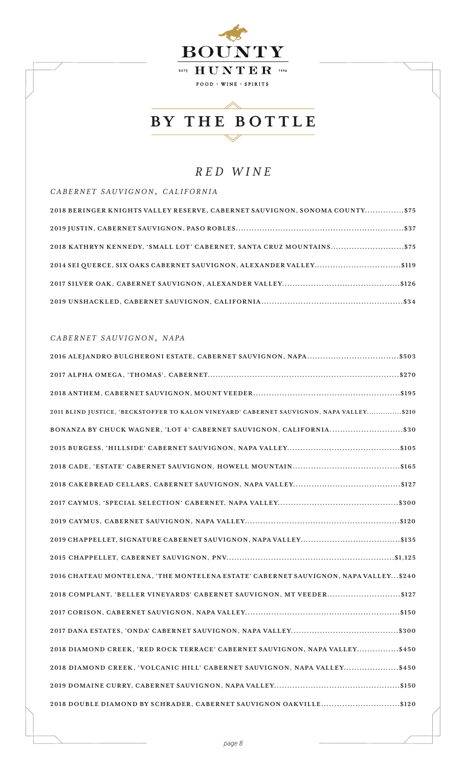# BOUNTY HUNTER

ESTD 1994

FOOD · WINE · SPIRITS

## BY THE BOTTLE

### *RED WINE*

*CABERNET SAUVIGNON, CALIFORNIA*

**2018 BERINGER KNIGHTS VALLEY RESERVE, CABERNET SAUVIGNON, SONOMA COUNTY...............$75**

**2019 JUSTIN, CABERNET SAUVIGNON, PASO ROBLES...............................................................$37**

**2018 KATHRYN KENNEDY, 'SMALL LOT' CABERNET, SANTA CRUZ MOUNTAINS...........................$75**

**2014 SEI QUERCE, SIX OAKS CABERNET SAUVIGNON, ALEXANDER VALLEY.................................$119**

**2017 SILVER OAK, CABERNET SAUVIGNON, ALEXANDER VALLEY............................................$126**

**2019 UNSHACKLED, CABERNET SAUVIGNON, CALIFORNIA.....................................................$34**

*CABERNET SAUVIGNON, NAPA*

**2016 ALEJANDRO BULGHERONI ESTATE, CABERNET SAUVIGNON, NAPA..................................$503**

**2017 ALPHA OMEGA, 'THOMAS', CABERNET.......................................................................$270**

**2018 ANTHEM, CABERNET SAUVIGNON, MOUNT VEEDER.......................................................$195**

**2011 BLIND JUSTICE, 'BECKSTOFFER TO KALON VINEYARD' CABERNET SAUVIGNON, NAPA VALLEY..............$210**

**BONANZA BY CHUCK WAGNER, 'LOT 4' CABERNET SAUVIGNON, CALIFORNIA............................$30**

**2015 BURGESS, 'HILLSIDE' CABERNET SAUVIGNON, NAPA VALLEY..........................................$105**

**2018 CADE, 'ESTATE' CABERNET SAUVIGNON, HOWELL MOUNTAIN........................................$165**

**2018 CAKEBREAD CELLARS, CABERNET SAUVIGNON, NAPA VALLEY........................................$127**

**2017 CAYMUS, 'SPECIAL SELECTION' CABERNET, NAPA VALLEY.............................................$300**

**2019 CAYMUS, CABERNET SAUVIGNON, NAPA VALLEY..........................................................$120**

**2019 CHAPPELLET, SIGNATURE CABERNET SAUVIGNON, NAPA VALLEY.....................................$135**

**2015 CHAPPELLET, CABERNET SAUVIGNON, PNV...............................................................$1,125**

**2016 CHATEAU MONTELENA, 'THE MONTELENA ESTATE' CABERNET SAUVIGNON, NAPA VALLEY...$240**

**2018 COMPLANT, 'BELLER VINEYARDS' CABERNET SAUVIGNON, MT VEEDER............................$127**

**2017 CORISON, CABERNET SAUVIGNON, NAPA VALLEY.........................................................$150**

**2017 DANA ESTATES, 'ONDA' CABERNET SAUVIGNON, NAPA VALLEY........................................$300**

**2018 DIAMOND CREEK, 'RED ROCK TERRACE' CABERNET SAUVIGNON, NAPA VALLEY................$450**

**2018 DIAMOND CREEK, 'VOLCANIC HILL' CABERNET SAUVIGNON, NAPA VALLEY.....................$450**

**2019 DOMAINE CURRY, CABERNET SAUVIGNON, NAPA VALLEY...............................................$150**

**2018 DOUBLE DIAMOND BY SCHRADER, CABERNET SAUVIGNON OAKVILLE.............................$120**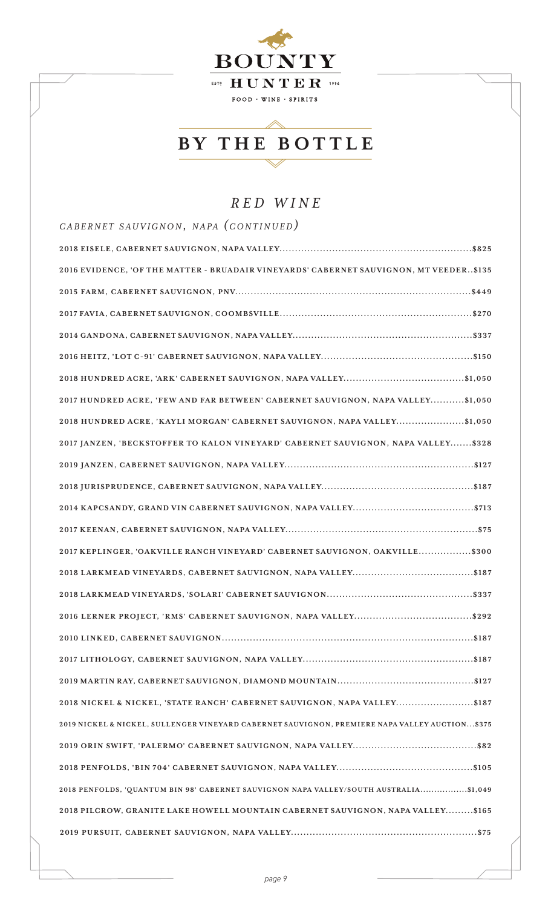# BOUNTY HUNTER

ESTD HUNTER 1994

FOOD · WINE · SPIRITS

## BY THE BOTTLE

### *RED WINE*

#### *CABERNET SAUVIGNON, NAPA (CONTINUED)*

- 2018 EISELE, CABERNET SAUVIGNON, NAPA VALLEY......$825
- 2016 EVIDENCE, 'OF THE MATTER - BRUADAIR VINEYARDS' CABERNET SAUVIGNON, MT VEEDER..$135
- 2015 FARM, CABERNET SAUVIGNON, PNV......$449
- 2017 FAVIA, CABERNET SAUVIGNON, COOMBSVILLE......$270
- 2014 GANDONA, CABERNET SAUVIGNON, NAPA VALLEY......$337
- 2016 HEITZ, 'LOT C-91' CABERNET SAUVIGNON, NAPA VALLEY......$150
- 2018 HUNDRED ACRE, 'ARK' CABERNET SAUVIGNON, NAPA VALLEY......$1,050
- 2017 HUNDRED ACRE, 'FEW AND FAR BETWEEN' CABERNET SAUVIGNON, NAPA VALLEY......$1,050
- 2018 HUNDRED ACRE, 'KAYLI MORGAN' CABERNET SAUVIGNON, NAPA VALLEY......$1,050
- 2017 JANZEN, 'BECKSTOFFER TO KALON VINEYARD' CABERNET SAUVIGNON, NAPA VALLEY......$328
- 2019 JANZEN, CABERNET SAUVIGNON, NAPA VALLEY......$127
- 2018 JURISPRUDENCE, CABERNET SAUVIGNON, NAPA VALLEY......$187
- 2014 KAPCSANDY, GRAND VIN CABERNET SAUVIGNON, NAPA VALLEY......$713
- 2017 KEENAN, CABERNET SAUVIGNON, NAPA VALLEY......$75
- 2017 KEPLINGER, 'OAKVILLE RANCH VINEYARD' CABERNET SAUVIGNON, OAKVILLE......$300
- 2018 LARKMEAD VINEYARDS, CABERNET SAUVIGNON, NAPA VALLEY......$187
- 2018 LARKMEAD VINEYARDS, 'SOLARI' CABERNET SAUVIGNON......$337
- 2016 LERNER PROJECT, 'RMS' CABERNET SAUVIGNON, NAPA VALLEY......$292
- 2010 LINKED, CABERNET SAUVIGNON......$187
- 2017 LITHOLOGY, CABERNET SAUVIGNON, NAPA VALLEY......$187
- 2019 MARTIN RAY, CABERNET SAUVIGNON, DIAMOND MOUNTAIN......$127
- 2018 NICKEL & NICKEL, 'STATE RANCH' CABERNET SAUVIGNON, NAPA VALLEY......$187
- 2019 NICKEL & NICKEL, SULLENGER VINEYARD CABERNET SAUVIGNON, PREMIERE NAPA VALLEY AUCTION...$375
- 2019 ORIN SWIFT, 'PALERMO' CABERNET SAUVIGNON, NAPA VALLEY......$82
- 2018 PENFOLDS, 'BIN 704' CABERNET SAUVIGNON, NAPA VALLEY......$105
- 2018 PENFOLDS, 'QUANTUM BIN 98' CABERNET SAUVIGNON NAPA VALLEY/SOUTH AUSTRALIA......$1,049
- 2018 PILCROW, GRANITE LAKE HOWELL MOUNTAIN CABERNET SAUVIGNON, NAPA VALLEY......$165
- 2019 PURSUIT, CABERNET SAUVIGNON, NAPA VALLEY......$75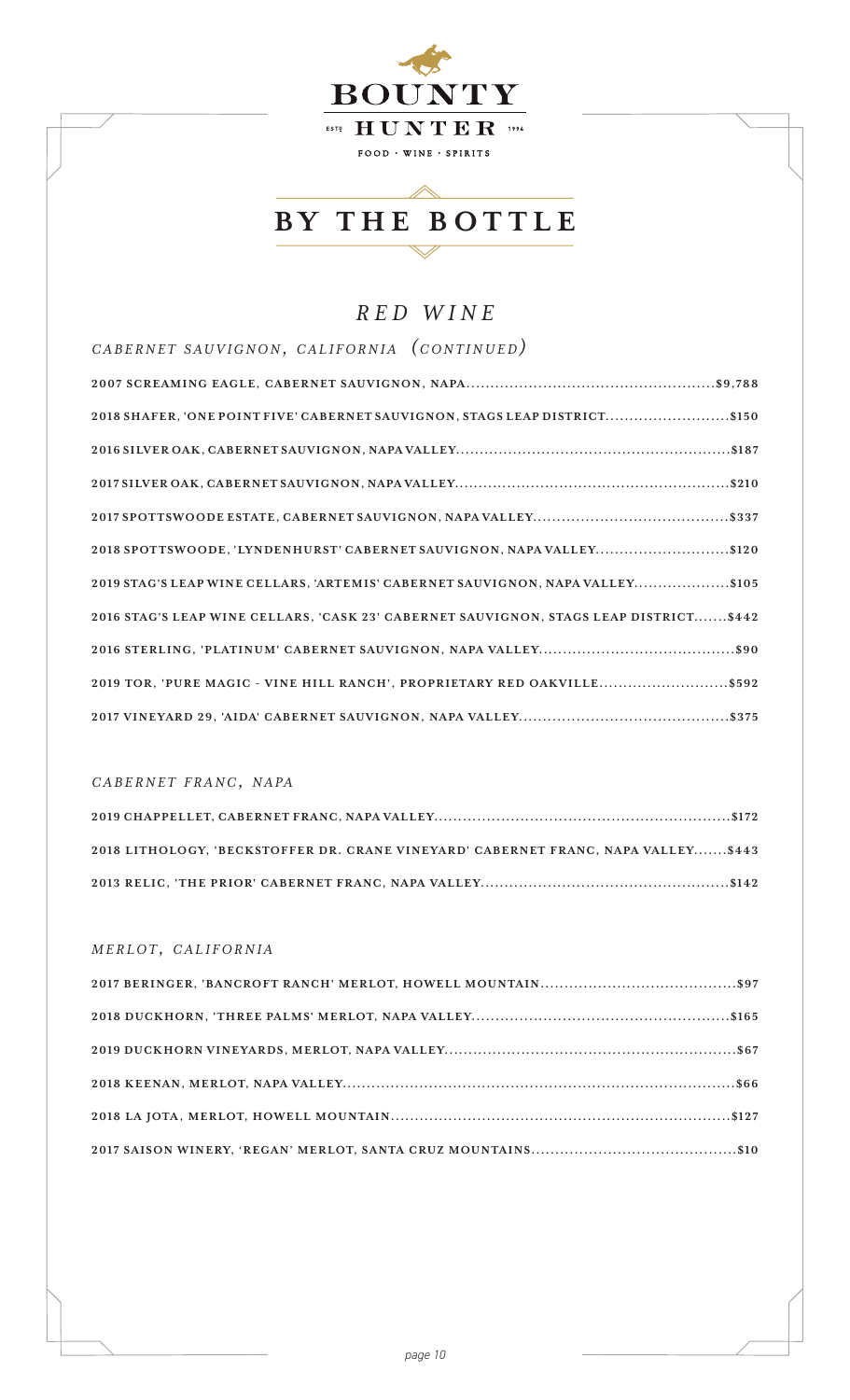BOUNTY

ESTD HUNTER 1996

FOOD · WINE · SPIRITS

# BY THE BOTTLE

## *RED WINE*

### *CABERNET SAUVIGNON, CALIFORNIA (CONTINUED)*

**2007 SCREAMING EAGLE, CABERNET SAUVIGNON, NAPA..................................................$9,788**

**2018 SHAFER, 'ONE POINT FIVE' CABERNET SAUVIGNON, STAGS LEAP DISTRICT..........................$150**

**2016 SILVER OAK, CABERNET SAUVIGNON, NAPA VALLEY........................................................$187**

**2017 SILVER OAK, CABERNET SAUVIGNON, NAPA VALLEY........................................................$210**

**2017 SPOTTSWOODE ESTATE, CABERNET SAUVIGNON, NAPA VALLEY........................................$337**

**2018 SPOTTSWOODE, 'LYNDENHURST' CABERNET SAUVIGNON, NAPA VALLEY............................$120**

**2019 STAG'S LEAP WINE CELLARS, 'ARTEMIS' CABERNET SAUVIGNON, NAPA VALLEY....................$105**

**2016 STAG'S LEAP WINE CELLARS, 'CASK 23' CABERNET SAUVIGNON, STAGS LEAP DISTRICT.......$442**

**2016 STERLING, 'PLATINUM' CABERNET SAUVIGNON, NAPA VALLEY........................................$90**

**2019 TOR, 'PURE MAGIC - VINE HILL RANCH', PROPRIETARY RED OAKVILLE..........................$592**

**2017 VINEYARD 29, 'AIDA' CABERNET SAUVIGNON, NAPA VALLEY...........................................$375**

### *CABERNET FRANC, NAPA*

**2019 CHAPPELLET, CABERNET FRANC, NAPA VALLEY.............................................................$172**

**2018 LITHOLOGY, 'BECKSTOFFER DR. CRANE VINEYARD' CABERNET FRANC, NAPA VALLEY.......$443**

**2013 RELIC, 'THE PRIOR' CABERNET FRANC, NAPA VALLEY...................................................$142**

### *MERLOT, CALIFORNIA*

**2017 BERINGER, 'BANCROFT RANCH' MERLOT, HOWELL MOUNTAIN........................................$97**

**2018 DUCKHORN, 'THREE PALMS' MERLOT, NAPA VALLEY.....................................................$165**

**2019 DUCKHORN VINEYARDS, MERLOT, NAPA VALLEY...........................................................$67**

**2018 KEENAN, MERLOT, NAPA VALLEY.................................................................................$66**

**2018 LA JOTA, MERLOT, HOWELL MOUNTAIN.......................................................................$127**

**2017 SAISON WINERY, 'REGAN' MERLOT, SANTA CRUZ MOUNTAINS..........................................$10**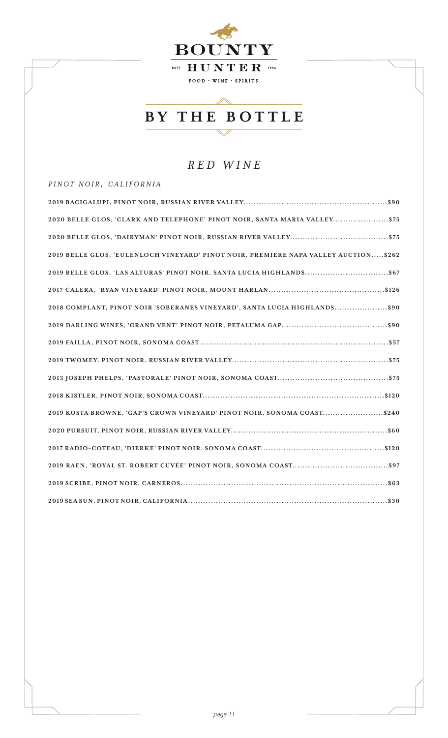# BOUNTY HUNTER

ESTD 1994

FOOD · WINE · SPIRITS

## BY THE BOTTLE

### *RED WINE*

*PINOT NOIR, CALIFORNIA*

**2019 BACIGALUPI, PINOT NOIR, RUSSIAN RIVER VALLEY........................................................$90**

**2020 BELLE GLOS, 'CLARK AND TELEPHONE' PINOT NOIR, SANTA MARIA VALLEY......................$75**

**2020 BELLE GLOS, 'DAIRYMAN' PINOT NOIR, RUSSIAN RIVER VALLEY.......................................$75**

**2019 BELLE GLOS, 'EULENLOCH VINEYARD' PINOT NOIR, PREMIERE NAPA VALLEY AUCTION.....$262**

**2019 BELLE GLOS, 'LAS ALTURAS' PINOT NOIR, SANTA LUCIA HIGHLANDS.................................$67**

**2017 CALERA, 'RYAN VINEYARD' PINOT NOIR, MOUNT HARLAN..............................................$126**

**2018 COMPLANT, PINOT NOIR 'SOBERANES VINEYARD', SANTA LUCIA HIGHLANDS.....................$90**

**2019 DARLING WINES, 'GRAND VENT' PINOT NOIR, PETALUMA GAP..........................................$90**

**2019 FAILLA, PINOT NOIR, SONOMA COAST..........................................................................$57**

**2019 TWOMEY, PINOT NOIR, RUSSIAN RIVER VALLEY.............................................................$75**

**2013 JOSEPH PHELPS, 'PASTORALE' PINOT NOIR, SONOMA COAST...........................................$75**

**2018 KISTLER, PINOT NOIR, SONOMA COAST.......................................................................$120**

**2019 KOSTA BROWNE, 'GAP'S CROWN VINEYARD' PINOT NOIR, SONOMA COAST........................$240**

**2020 PURSUIT, PINOT NOIR, RUSSIAN RIVER VALLEY.............................................................$60**

**2017 RADIO-COTEAU, 'DIERKE' PINOT NOIR, SONOMA COAST................................................$120**

**2019 RAEN, 'ROYAL ST. ROBERT CUVÉE' PINOT NOIR, SONOMA COAST......................................$97**

**2019 SCRIBE, PINOT NOIR, CARNEROS.................................................................................$63**

**2019 SEA SUN, PINOT NOIR, CALIFORNIA..............................................................................$30**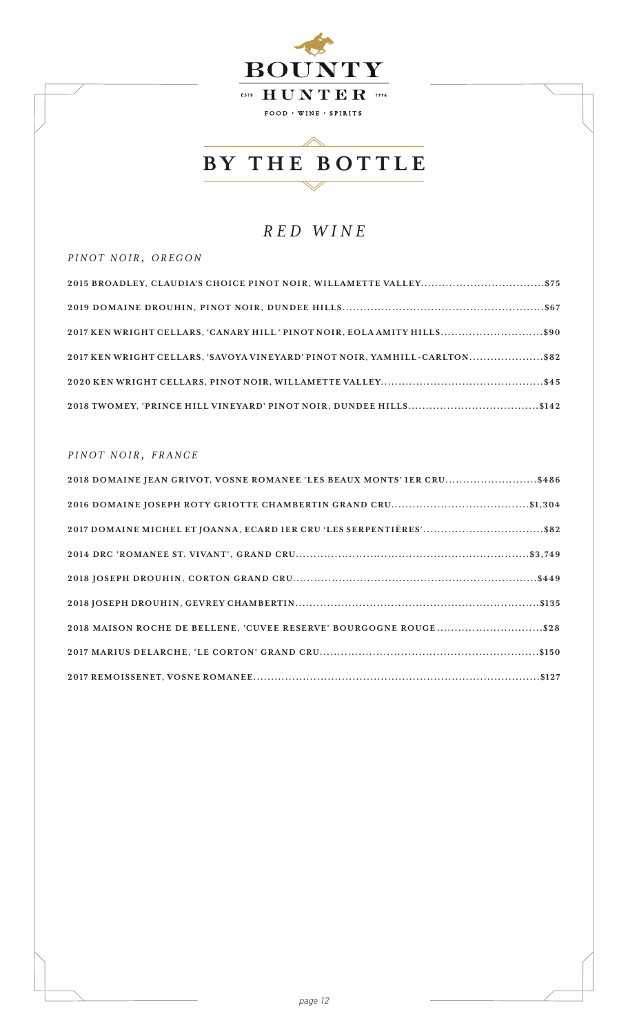BOUNTY HUNTER

ESTD 1994

FOOD · WINE · SPIRITS

# BY THE BOTTLE

## *RED WINE*

### *PINOT NOIR, OREGON*

**2015 BROADLEY, CLAUDIA'S CHOICE PINOT NOIR, WILLAMETTE VALLEY..................................$75**

**2019 DOMAINE DROUHIN, PINOT NOIR, DUNDEE HILLS........................................................$67**

**2017 KEN WRIGHT CELLARS, 'CANARY HILL ' PINOT NOIR, EOLA AMITY HILLS............................$90**

**2017 KEN WRIGHT CELLARS, 'SAVOYA VINEYARD' PINOT NOIR, YAMHILL-CARLTON.....................$82**

**2020 KEN WRIGHT CELLARS, PINOT NOIR, WILLAMETTE VALLEY.............................................$45**

**2018 TWOMEY, 'PRINCE HILL VINEYARD' PINOT NOIR, DUNDEE HILLS.....................................$142**

### *PINOT NOIR, FRANCE*

**2018 DOMAINE JEAN GRIVOT, VOSNE ROMANEE 'LES BEAUX MONTS' 1ER CRU.........................$486**

**2016 DOMAINE JOSEPH ROTY GRIOTTE CHAMBERTIN GRAND CRU......................................$1,304**

**2017 DOMAINE MICHEL ET JOANNA, ECARD 1ER CRU 'LES SERPENTIÈRES'.................................$82**

**2014 DRC 'ROMANEE ST. VIVANT', GRAND CRU.................................................................$3,749**

**2018 JOSEPH DROUHIN, CORTON GRAND CRU....................................................................$449**

**2018 JOSEPH DROUHIN, GEVREY CHAMBERTIN....................................................................$135**

**2018 MAISON ROCHE DE BELLENE, 'CUVEE RESERVE' BOURGOGNE ROUGE.............................$28**

**2017 MARIUS DELARCHE, 'LE CORTON' GRAND CRU.............................................................$150**

**2017 REMOISSENET, VOSNE ROMANEE................................................................................$127**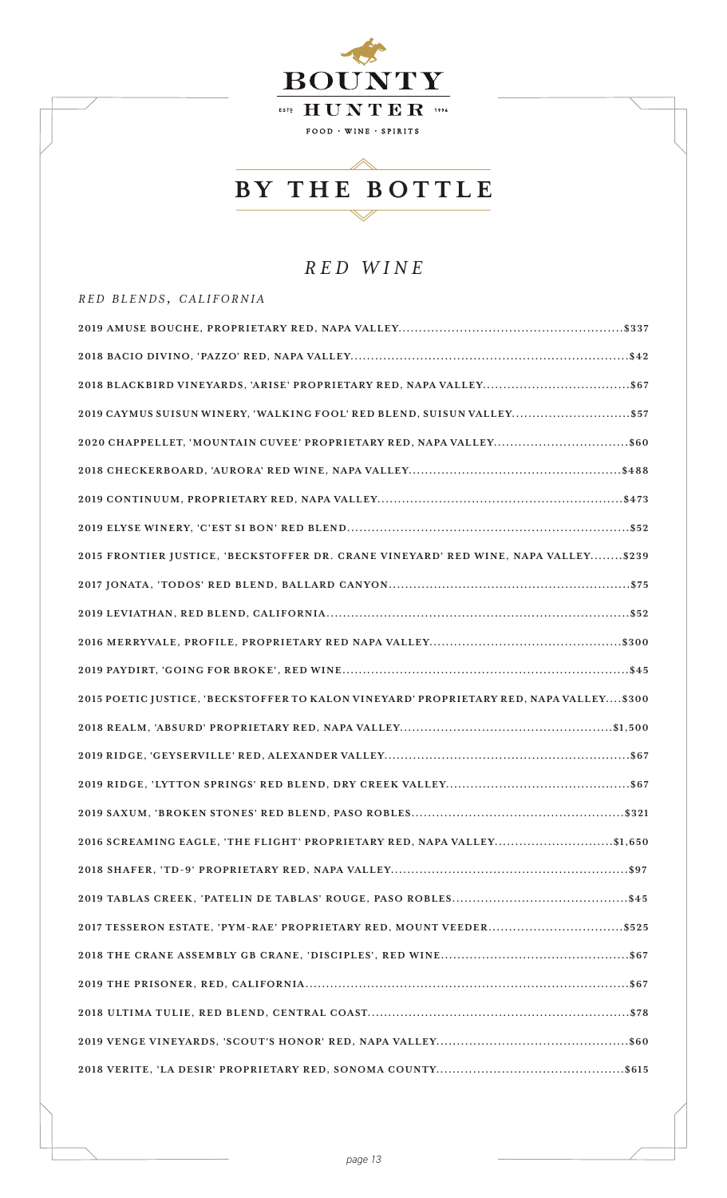# BOUNTY HUNTER

ESTD HUNTER 1996

FOOD · WINE · SPIRITS

## BY THE BOTTLE

## *RED WINE*

### *RED BLENDS, CALIFORNIA*

**2019 AMUSE BOUCHE, PROPRIETARY RED, NAPA VALLEY......$337**

**2018 BACIO DIVINO, 'PAZZO' RED, NAPA VALLEY......$42**

**2018 BLACKBIRD VINEYARDS, 'ARISE' PROPRIETARY RED, NAPA VALLEY......$67**

**2019 CAYMUS SUISUN WINERY, 'WALKING FOOL' RED BLEND, SUISUN VALLEY......$57**

**2020 CHAPPELLET, 'MOUNTAIN CUVEE' PROPRIETARY RED, NAPA VALLEY......$60**

**2018 CHECKERBOARD, 'AURORA' RED WINE, NAPA VALLEY......$488**

**2019 CONTINUUM, PROPRIETARY RED, NAPA VALLEY......$473**

**2019 ELYSE WINERY, 'C'EST SI BON' RED BLEND......$52**

**2015 FRONTIER JUSTICE, 'BECKSTOFFER DR. CRANE VINEYARD' RED WINE, NAPA VALLEY......$239**

**2017 JONATA, 'TODOS' RED BLEND, BALLARD CANYON......$75**

**2019 LEVIATHAN, RED BLEND, CALIFORNIA......$52**

**2016 MERRYVALE, PROFILE, PROPRIETARY RED NAPA VALLEY......$300**

**2019 PAYDIRT, 'GOING FOR BROKE', RED WINE......$45**

**2015 POETIC JUSTICE, 'BECKSTOFFER TO KALON VINEYARD' PROPRIETARY RED, NAPA VALLEY......$300**

**2018 REALM, 'ABSURD' PROPRIETARY RED, NAPA VALLEY......$1,500**

**2019 RIDGE, 'GEYSERVILLE' RED, ALEXANDER VALLEY......$67**

**2019 RIDGE, 'LYTTON SPRINGS' RED BLEND, DRY CREEK VALLEY......$67**

**2019 SAXUM, 'BROKEN STONES' RED BLEND, PASO ROBLES......$321**

**2016 SCREAMING EAGLE, 'THE FLIGHT' PROPRIETARY RED, NAPA VALLEY......$1,650**

**2018 SHAFER, 'TD-9' PROPRIETARY RED, NAPA VALLEY......$97**

**2019 TABLAS CREEK, 'PATELIN DE TABLAS' ROUGE, PASO ROBLES......$45**

**2017 TESSERON ESTATE, 'PYM-RAE' PROPRIETARY RED, MOUNT VEEDER......$525**

**2018 THE CRANE ASSEMBLY GB CRANE, 'DISCIPLES', RED WINE......$67**

**2019 THE PRISONER, RED, CALIFORNIA......$67**

**2018 ULTIMA TULIE, RED BLEND, CENTRAL COAST......$78**

**2019 VENGE VINEYARDS, 'SCOUT'S HONOR' RED, NAPA VALLEY......$60**

**2018 VERITE, 'LA DESIR' PROPRIETARY RED, SONOMA COUNTY......$615**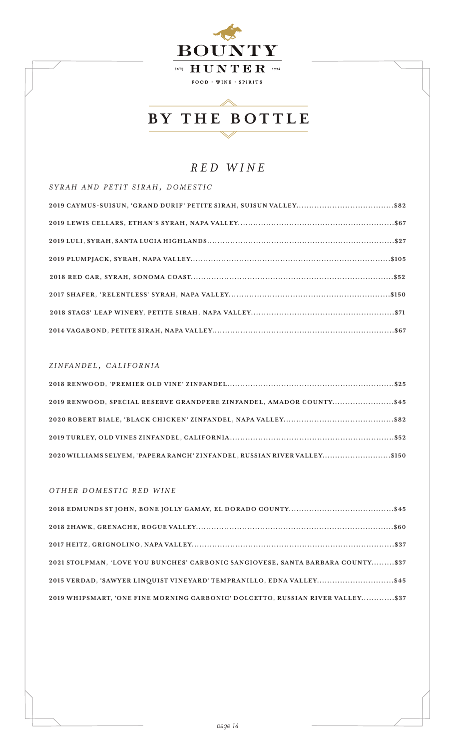# BOUNTY HUNTER

ESTD 1996

FOOD · WINE · SPIRITS

## BY THE BOTTLE

## *RED WINE*

### *SYRAH AND PETIT SIRAH, DOMESTIC*

**2019 CAYMUS-SUISUN, 'GRAND DURIF' PETITE SIRAH, SUISUN VALLEY......$82**

**2019 LEWIS CELLARS, ETHAN'S SYRAH, NAPA VALLEY......$67**

**2019 LULI, SYRAH, SANTA LUCIA HIGHLANDS......$27**

**2019 PLUMPJACK, SYRAH, NAPA VALLEY......$105**

**2018 RED CAR, SYRAH, SONOMA COAST......$52**

**2017 SHAFER, 'RELENTLESS' SYRAH, NAPA VALLEY......$150**

**2018 STAGS' LEAP WINERY, PETITE SIRAH, NAPA VALLEY......$71**

**2014 VAGABOND, PETITE SIRAH, NAPA VALLEY......$67**

### *ZINFANDEL, CALIFORNIA*

**2018 RENWOOD, 'PREMIER OLD VINE' ZINFANDEL......$25**

**2019 RENWOOD, SPECIAL RESERVE GRANDPERE ZINFANDEL, AMADOR COUNTY......$45**

**2020 ROBERT BIALE, 'BLACK CHICKEN' ZINFANDEL, NAPA VALLEY......$82**

**2019 TURLEY, OLD VINES ZINFANDEL, CALIFORNIA......$52**

**2020 WILLIAMS SELYEM, 'PAPERA RANCH' ZINFANDEL, RUSSIAN RIVER VALLEY......$150**

### *OTHER DOMESTIC RED WINE*

**2018 EDMUNDS ST JOHN, BONE JOLLY GAMAY, EL DORADO COUNTY......$45**

**2018 2HAWK, GRENACHE, ROGUE VALLEY......$60**

**2017 HEITZ, GRIGNOLINO, NAPA VALLEY......$37**

**2021 STOLPMAN, 'LOVE YOU BUNCHES' CARBONIC SANGIOVESE, SANTA BARBARA COUNTY......$37**

**2015 VERDAD, 'SAWYER LINQUIST VINEYARD' TEMPRANILLO, EDNA VALLEY......$45**

**2019 WHIPSMART, 'ONE FINE MORNING CARBONIC' DOLCETTO, RUSSIAN RIVER VALLEY......$37**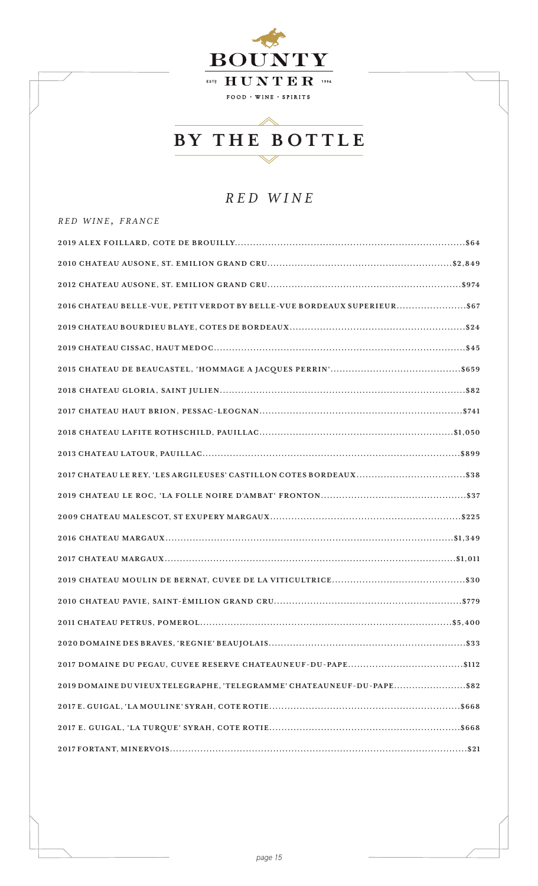BOUNTY HUNTER

EST. 1994

FOOD · WINE · SPIRITS

# BY THE BOTTLE

## *RED WINE*

### *RED WINE, FRANCE*

**2019 ALEX FOILLARD, COTE DE BROUILLY..........$64**

**2010 CHATEAU AUSONE, ST. EMILION GRAND CRU..........$2,849**

**2012 CHATEAU AUSONE, ST. EMILION GRAND CRU..........$974**

**2016 CHATEAU BELLE-VUE, PETIT VERDOT BY BELLE-VUE BORDEAUX SUPERIEUR..........$67**

**2019 CHATEAU BOURDIEU BLAYE, COTES DE BORDEAUX..........$24**

**2019 CHATEAU CISSAC, HAUT MEDOC..........$45**

**2015 CHATEAU DE BEAUCASTEL, 'HOMMAGE A JACQUES PERRIN'..........$659**

**2018 CHATEAU GLORIA, SAINT JULIEN..........$82**

**2017 CHATEAU HAUT BRION, PESSAC-LEOGNAN..........$741**

**2018 CHATEAU LAFITE ROTHSCHILD, PAUILLAC..........$1,050**

**2013 CHATEAU LATOUR, PAUILLAC..........$899**

**2017 CHATEAU LE REY, 'LES ARGILEUSES' CASTILLON COTES BORDEAUX..........$38**

**2019 CHATEAU LE ROC, 'LA FOLLE NOIRE D'AMBAT' FRONTON..........$37**

**2009 CHATEAU MALESCOT, ST EXUPERY MARGAUX..........$225**

**2016 CHATEAU MARGAUX..........$1,349**

**2017 CHATEAU MARGAUX..........$1,011**

**2019 CHATEAU MOULIN DE BERNAT, CUVEE DE LA VITICULTRICE..........$30**

**2010 CHATEAU PAVIE, SAINT-ÉMILION GRAND CRU..........$779**

**2011 CHATEAU PETRUS, POMEROL..........$5,400**

**2020 DOMAINE DES BRAVES, 'REGNIE' BEAUJOLAIS..........$33**

**2017 DOMAINE DU PEGAU, CUVEE RESERVE CHATEAUNEUF-DU-PAPE..........$112**

**2019 DOMAINE DU VIEUX TELEGRAPHE, 'TELEGRAMME' CHATEAUNEUF-DU-PAPE..........$82**

**2017 E. GUIGAL, 'LA MOULINE' SYRAH, COTE ROTIE..........$668**

**2017 E. GUIGAL, 'LA TURQUE' SYRAH, COTE ROTIE..........$668**

**2017 FORTANT, MINERVOIS..........$21**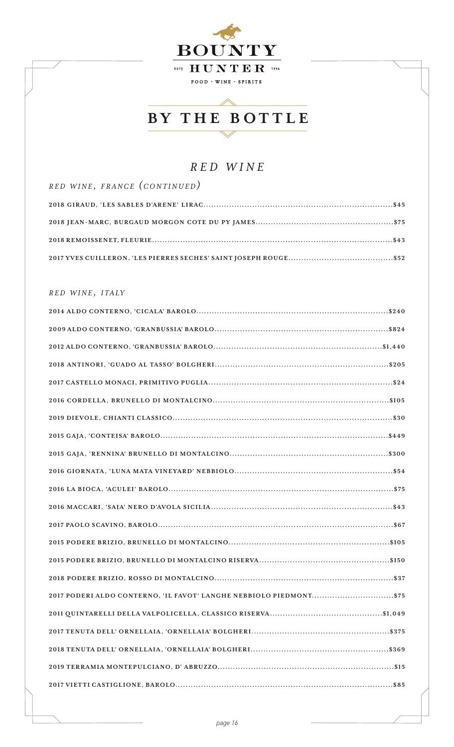BOUNTY HUNTER

ESTD 1996

FOOD · WINE · SPIRITS

# BY THE BOTTLE

## RED WINE

### RED WINE, FRANCE (CONTINUED)

2018 GIRAUD, 'LES SABLES D'ARENE' LIRAC........$45

2018 JEAN-MARC, BURGAUD MORGON COTE DU PY JAMES........$75

2018 REMOISSENET, FLEURIE........$43

2017 YVES CUILLERON, 'LES PIERRES SECHES' SAINT JOSEPH ROUGE........$52

### RED WINE, ITALY

2014 ALDO CONTERNO, 'CICALA' BAROLO........$240

2009 ALDO CONTERNO, 'GRANBUSSIA' BAROLO........$824

2012 ALDO CONTERNO, 'GRANBUSSIA' BAROLO........$1,440

2018 ANTINORI, 'GUADO AL TASSO' BOLGHERI........$205

2017 CASTELLO MONACI, PRIMITIVO PUGLIA........$24

2016 CORDELLA, BRUNELLO DI MONTALCINO........$105

2019 DIEVOLE, CHIANTI CLASSICO........$30

2015 GAJA, 'CONTEISA' BAROLO........$449

2015 GAJA, 'RENNINA' BRUNELLO DI MONTALCINO........$300

2016 GIORNATA, 'LUNA MATA VINEYARD' NEBBIOLO........$54

2016 LA BIOCA, 'ACULEI' BAROLO........$75

2016 MACCARI, 'SAIA' NERO D'AVOLA SICILIA........$43

2017 PAOLO SCAVINO, BAROLO........$67

2015 PODERE BRIZIO, BRUNELLO DI MONTALCINO........$105

2015 PODERE BRIZIO, BRUNELLO DI MONTALCINO RISERVA........$150

2018 PODERE BRIZIO, ROSSO DI MONTALCINO........$37

2017 PODERI ALDO CONTERNO, 'IL FAVOT' LANGHE NEBBIOLO PIEDMONT........$75

2011 QUINTARELLI DELLA VALPOLICELLA, CLASSICO RISERVA........$1,049

2017 TENUTA DELL' ORNELLAIA, 'ORNELLAIA' BOLGHERI........$375

2018 TENUTA DELL' ORNELLAIA, 'ORNELLAIA' BOLGHERI........$369

2019 TERRAMIA MONTEPULCIANO, D' ABRUZZO........$15

2017 VIETTI CASTIGLIONE, BAROLO........$85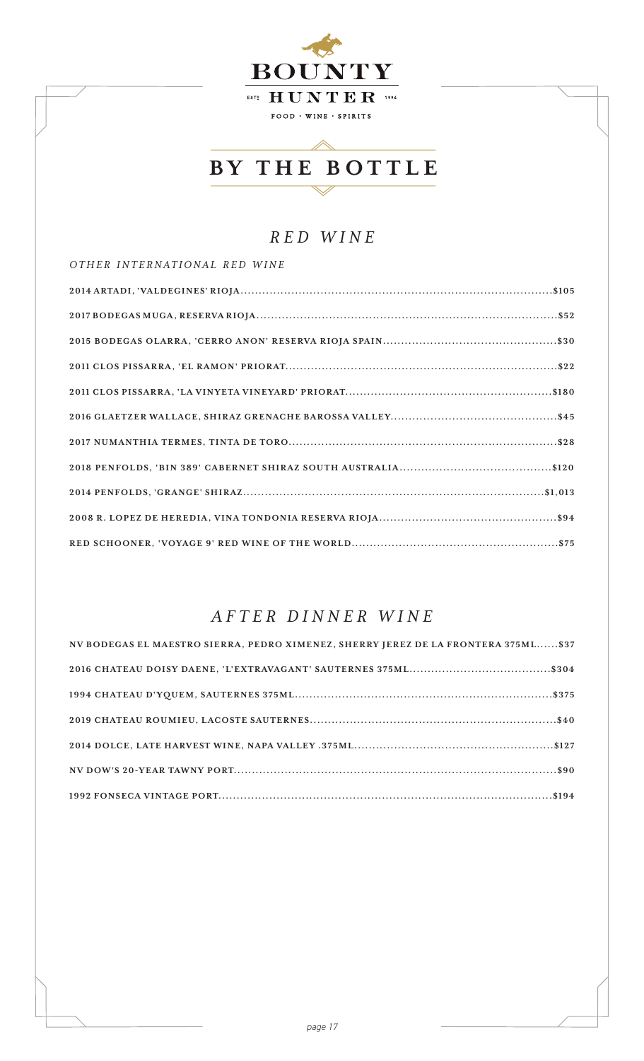# BOUNTY HUNTER

ESTD 1996

FOOD · WINE · SPIRITS

# BY THE BOTTLE

## *RED WINE*

### *OTHER INTERNATIONAL RED WINE*

**2014 ARTADI, 'VALDEGINES' RIOJA..........$105**

**2017 BODEGAS MUGA, RESERVA RIOJA..........$52**

**2015 BODEGAS OLARRA, 'CERRO ANON' RESERVA RIOJA SPAIN..........$30**

**2011 CLOS PISSARRA, 'EL RAMON' PRIORAT..........$22**

**2011 CLOS PISSARRA, 'LA VINYETA VINEYARD' PRIORAT..........$180**

**2016 GLAETZER WALLACE, SHIRAZ GRENACHE BAROSSA VALLEY..........$45**

**2017 NUMANTHIA TERMES, TINTA DE TORO..........$28**

**2018 PENFOLDS, 'BIN 389' CABERNET SHIRAZ SOUTH AUSTRALIA..........$120**

**2014 PENFOLDS, 'GRANGE' SHIRAZ..........$1,013**

**2008 R. LOPEZ DE HEREDIA, VINA TONDONIA RESERVA RIOJA..........$94**

**RED SCHOONER, 'VOYAGE 9' RED WINE OF THE WORLD..........$75**

## *AFTER DINNER WINE*

**NV BODEGAS EL MAESTRO SIERRA, PEDRO XIMENEZ, SHERRY JEREZ DE LA FRONTERA 375ML......$37**

**2016 CHATEAU DOISY DAENE, 'L'EXTRAVAGANT' SAUTERNES 375ML..........$304**

**1994 CHATEAU D'YQUEM, SAUTERNES 375ML..........$375**

**2019 CHATEAU ROUMIEU, LACOSTE SAUTERNES..........$40**

**2014 DOLCE, LATE HARVEST WINE, NAPA VALLEY .375ML..........$127**

**NV DOW'S 20-YEAR TAWNY PORT..........$90**

**1992 FONSECA VINTAGE PORT..........$194**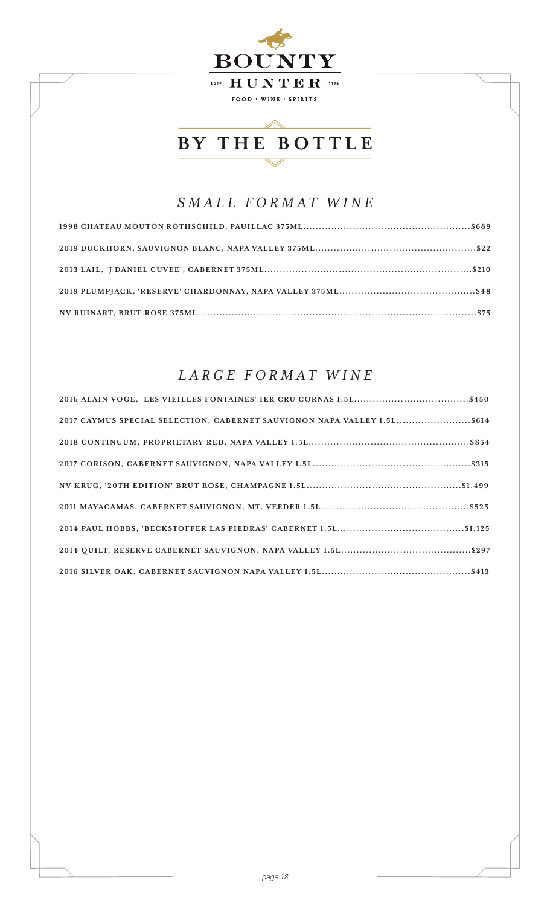BOUNTY

ESTD HUNTER 1996

FOOD · WINE · SPIRITS

# BY THE BOTTLE

## *SMALL FORMAT WINE*

**1998 CHATEAU MOUTON ROTHSCHILD, PAUILLAC 375ML.....$689**

**2019 DUCKHORN, SAUVIGNON BLANC, NAPA VALLEY 375ML.....$22**

**2013 LAIL, 'J DANIEL CUVEE', CABERNET 375ML.....$210**

**2019 PLUMPJACK, 'RESERVE' CHARDONNAY, NAPA VALLEY 375ML.....$48**

**NV RUINART, BRUT ROSE 375ML.....$75**

## *LARGE FORMAT WINE*

**2016 ALAIN VOGE, 'LES VIEILLES FONTAINES' 1ER CRU CORNAS 1.5L.....$450**

**2017 CAYMUS SPECIAL SELECTION, CABERNET SAUVIGNON NAPA VALLEY 1.5L.....$614**

**2018 CONTINUUM, PROPRIETARY RED, NAPA VALLEY 1.5L.....$854**

**2017 CORISON, CABERNET SAUVIGNON, NAPA VALLEY 1.5L.....$315**

**NV KRUG, '20TH EDITION' BRUT ROSE, CHAMPAGNE 1.5L.....$1,499**

**2011 MAYACAMAS, CABERNET SAUVIGNON, MT. VEEDER 1.5L.....$525**

**2014 PAUL HOBBS, 'BECKSTOFFER LAS PIEDRAS' CABERNET 1.5L.....$1,125**

**2014 QUILT, RESERVE CABERNET SAUVIGNON, NAPA VALLEY 1.5L.....$297**

**2016 SILVER OAK, CABERNET SAUVIGNON NAPA VALLEY 1.5L.....$413**